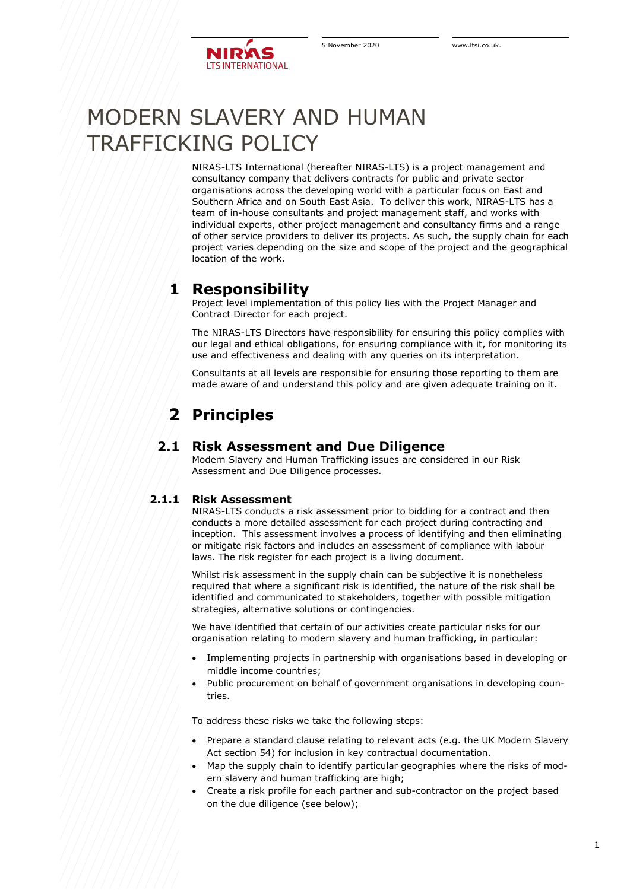# MODERN SLAVERY AND HUMAN TRAFFICKING POLICY

NIRAS-LTS International (hereafter NIRAS-LTS) is a project management and consultancy company that delivers contracts for public and private sector organisations across the developing world with a particular focus on East and Southern Africa and on South East Asia. To deliver this work, NIRAS-LTS has a team of in-house consultants and project management staff, and works with individual experts, other project management and consultancy firms and a range of other service providers to deliver its projects. As such, the supply chain for each project varies depending on the size and scope of the project and the geographical location of the work.

## 1 Responsibility

Project level implementation of this policy lies with the Project Manager and Contract Director for each project.

The NIRAS-LTS Directors have responsibility for ensuring this policy complies with our legal and ethical obligations, for ensuring compliance with it, for monitoring its use and effectiveness and dealing with any queries on its interpretation.

Consultants at all levels are responsible for ensuring those reporting to them are made aware of and understand this policy and are given adequate training on it.

## 2 Principles

### 2.1 Risk Assessment and Due Diligence

Modern Slavery and Human Trafficking issues are considered in our Risk Assessment and Due Diligence processes.

#### 2.1.1 Risk Assessment

NIRAS-LTS conducts a risk assessment prior to bidding for a contract and then conducts a more detailed assessment for each project during contracting and inception. This assessment involves a process of identifying and then eliminating or mitigate risk factors and includes an assessment of compliance with labour laws. The risk register for each project is a living document.

Whilst risk assessment in the supply chain can be subjective it is nonetheless required that where a significant risk is identified, the nature of the risk shall be identified and communicated to stakeholders, together with possible mitigation strategies, alternative solutions or contingencies.

We have identified that certain of our activities create particular risks for our organisation relating to modern slavery and human trafficking, in particular:

- Implementing projects in partnership with organisations based in developing or middle income countries;
- Public procurement on behalf of government organisations in developing countries.

To address these risks we take the following steps:

- Prepare a standard clause relating to relevant acts (e.g. the UK Modern Slavery Act section 54) for inclusion in key contractual documentation.
- Map the supply chain to identify particular geographies where the risks of modern slavery and human trafficking are high;
- Create a risk profile for each partner and sub-contractor on the project based on the due diligence (see below);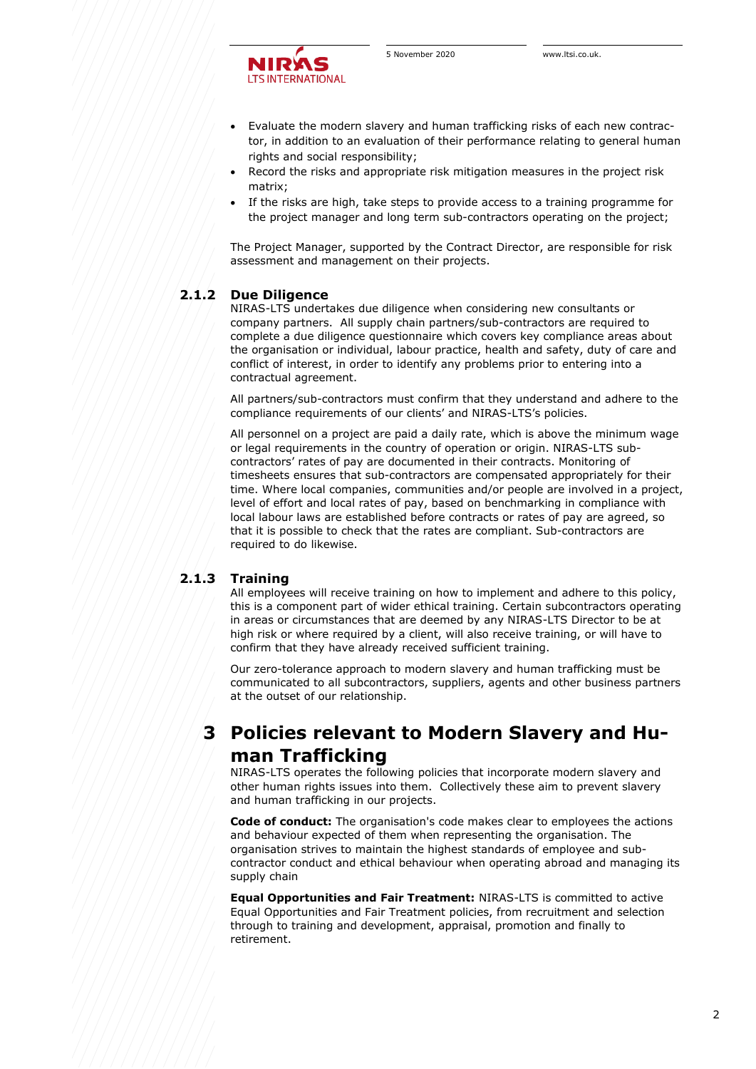- Evaluate the modern slavery and human trafficking risks of each new contractor, in addition to an evaluation of their performance relating to general human rights and social responsibility;
- Record the risks and appropriate risk mitigation measures in the project risk matrix;
- If the risks are high, take steps to provide access to a training programme for the project manager and long term sub-contractors operating on the project;

The Project Manager, supported by the Contract Director, are responsible for risk assessment and management on their projects.

### 2.1.2 Due Diligence

NIRAS-LTS undertakes due diligence when considering new consultants or company partners. All supply chain partners/sub-contractors are required to complete a due diligence questionnaire which covers key compliance areas about the organisation or individual, labour practice, health and safety, duty of care and conflict of interest, in order to identify any problems prior to entering into a contractual agreement.

All partners/sub-contractors must confirm that they understand and adhere to the compliance requirements of our clients' and NIRAS-LTS's policies.

All personnel on a project are paid a daily rate, which is above the minimum wage or legal requirements in the country of operation or origin. NIRAS-LTS sub-contractors' rates of pay are documented in their contracts. Monitoring of timesheets ensures that sub-contractors are compensated appropriately for their time. Where local companies, communities and/or people are involved in a project, level of effort and local rates of pay, based on benchmarking in compliance with local labour laws are established before contracts or rates of pay are agreed, so that it is possible to check that the rates are compliant. Sub-contractors are required to do likewise.

### 2.1.3 Training

All employees will receive training on how to implement and adhere to this policy, this is a component part of wider ethical training. Certain subcontractors operating in areas or circumstances that are deemed by any NIRAS-LTS Director to be at high risk or where required by a client, will also receive training, or will have to confirm that they have already received sufficient training.

Our zero-tolerance approach to modern slavery and human trafficking must be communicated to all subcontractors, suppliers, agents and other business partners at the outset of our relationship.

# 3 Policies relevant to Modern Slavery and Human Trafficking

NIRAS-LTS operates the following policies that incorporate modern slavery and other human rights issues into them. Collectively these aim to prevent slavery and human trafficking in our projects.

**Code of conduct:** The organisation's code makes clear to employees the actions and behaviour expected of them when representing the organisation. The organisation strives to maintain the highest standards of employee and sub-contractor conduct and ethical behaviour when operating abroad and managing its supply chain

**Equal Opportunities and Fair Treatment:** NIRAS-LTS is committed to active Equal Opportunities and Fair Treatment policies, from recruitment and selection through to training and development, appraisal, promotion and finally to retirement.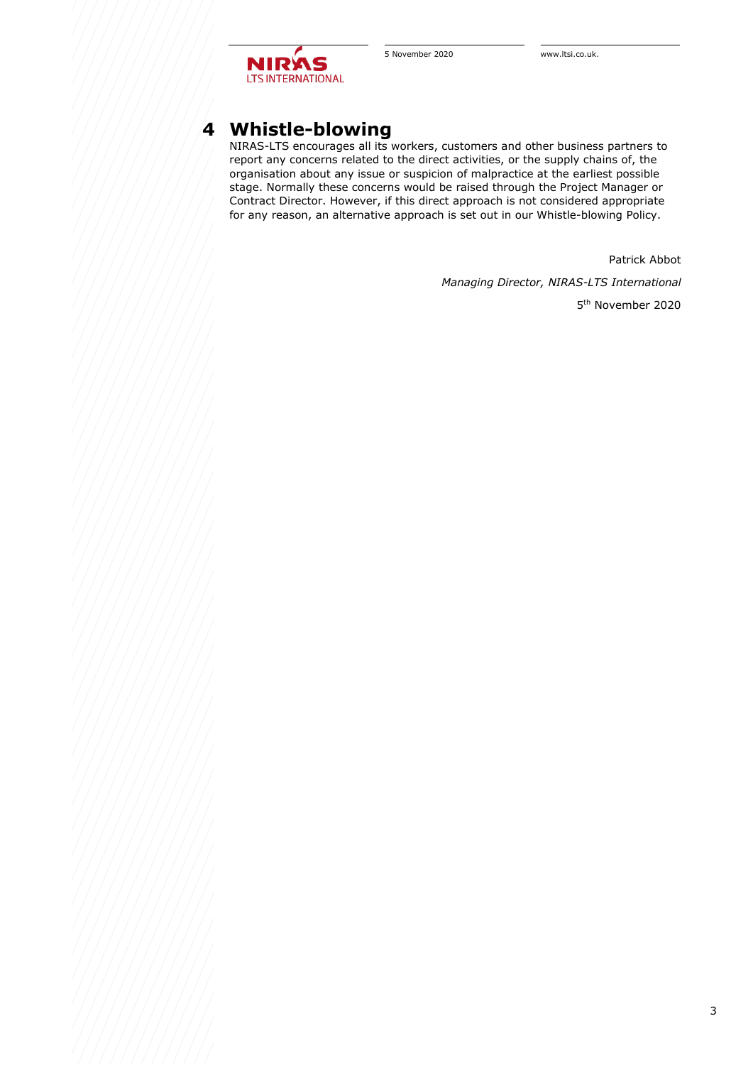# 4 Whistle-blowing

NIRAS-LTS encourages all its workers, customers and other business partners to report any concerns related to the direct activities, or the supply chains of, the organisation about any issue or suspicion of malpractice at the earliest possible stage. Normally these concerns would be raised through the Project Manager or Contract Director. However, if this direct approach is not considered appropriate for any reason, an alternative approach is set out in our Whistle-blowing Policy.

Patrick Abbot

*Managing Director, NIRAS-LTS International*

5th November 2020